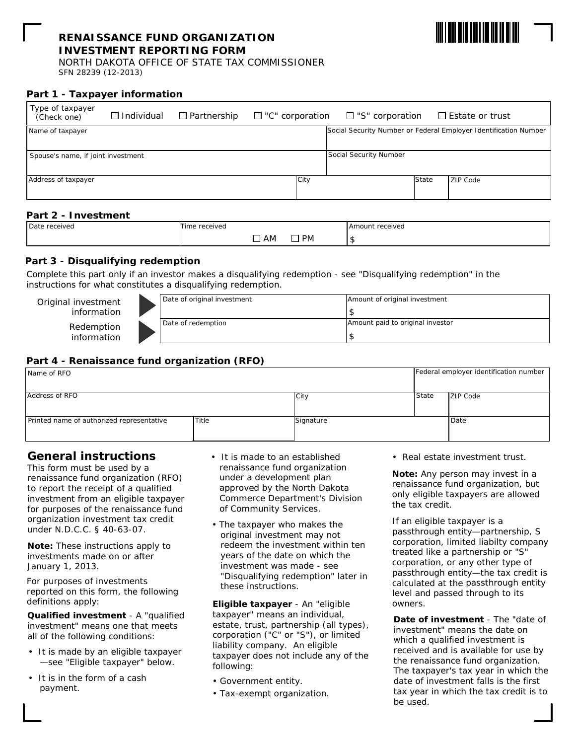# RENAISSANCE FUND ORGANIZATION INVESTMENT REPORTING FORM

NORTH DAKOTA OFFICE OF STATE TAX COMMISSIONER

SFN 28239 (12-2013)

## Part 1 - Taxpayer information

| Type of taxpayer (Check one) | ☐ Individual | ☐ Partnership | ☐ "C" corporation | ☐ "S" corporation | ☐ Estate or trust |
|---|---|---|---|---|---|

| Name of taxpayer | Social Security Number or Federal Employer Identification Number |
|---|---|
| Spouse's name, if joint investment | Social Security Number |

| Address of taxpayer | City | State | ZIP Code |
|---|---|---|---|
| | | | |

## Part 2 - Investment

| Date received | Time received ☐ AM ☐ PM | Amount received $ |
|---|---|---|
| | | |

## Part 3 - Disqualifying redemption

Complete this part only if an investor makes a disqualifying redemption - see "Disqualifying redemption" in the instructions for what constitutes a disqualifying redemption.

| | | |
|---|---|---|
| Original investment information | Date of original investment | Amount of original investment $ |
| Redemption information | Date of redemption | Amount paid to original investor $ |

## Part 4 - Renaissance fund organization (RFO)

| Name of RFO | Federal employer identification number |
|---|---|
| | |

| Address of RFO | City | State | ZIP Code |
|---|---|---|---|
| | | | |

| Printed name of authorized representative | Title | Signature | Date |
|---|---|---|---|
| | | | |

## General instructions

This form must be used by a renaissance fund organization (RFO) to report the receipt of a qualified investment from an eligible taxpayer for purposes of the renaissance fund organization investment tax credit under N.D.C.C. § 40-63-07.

**Note:** These instructions apply to investments made on or after January 1, 2013.

For purposes of investments reported on this form, the following definitions apply:

**Qualified investment** - A "qualified investment" means one that meets all of the following conditions:

- It is made by an eligible taxpayer —see "Eligible taxpayer" below.
- It is in the form of a cash payment.
- It is made to an established renaissance fund organization under a development plan approved by the North Dakota Commerce Department's Division of Community Services.
- The taxpayer who makes the original investment may not redeem the investment within ten years of the date on which the investment was made - see "Disqualifying redemption" later in these instructions.

**Eligible taxpayer** - An "eligible taxpayer" means an individual, estate, trust, partnership (all types), corporation ("C" or "S"), or limited liability company. An eligible taxpayer does not include any of the following:

- Government entity.
- Tax-exempt organization.
- Real estate investment trust.

**Note:** Any person may invest in a renaissance fund organization, but only eligible taxpayers are allowed the tax credit.

If an eligible taxpayer is a passthrough entity—partnership, S corporation, limited liabilty company treated like a partnership or "S" corporation, or any other type of passthrough entity—the tax credit is calculated at the passthrough entity level and passed through to its owners.

**Date of investment** - The "date of investment" means the date on which a qualified investment is received and is available for use by the renaissance fund organization. The taxpayer's tax year in which the date of investment falls is the first tax year in which the tax credit is to be used.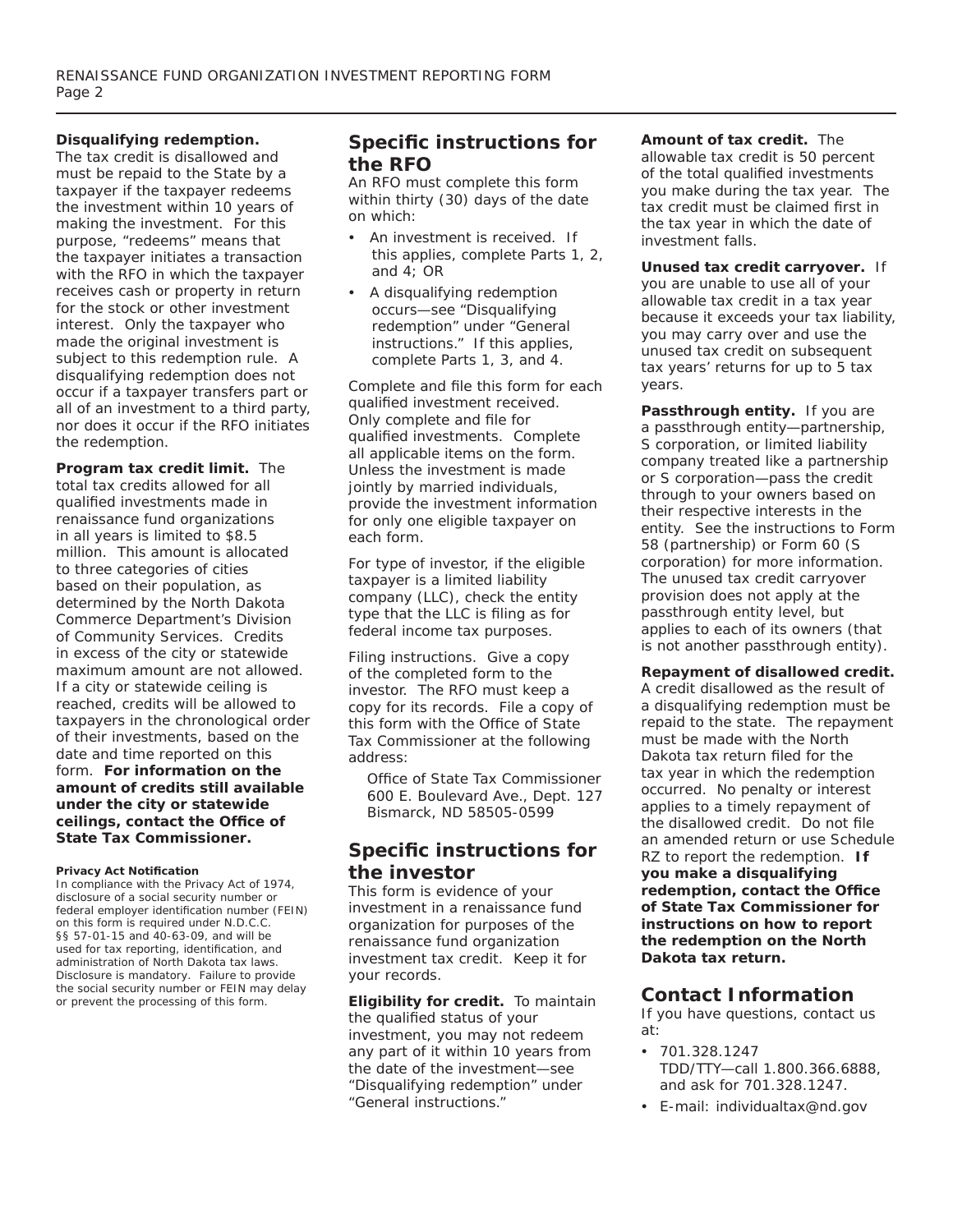**Disqualifying redemption.** The tax credit is disallowed and must be repaid to the State by a taxpayer if the taxpayer redeems the investment within 10 years of making the investment. For this purpose, "redeems" means that the taxpayer initiates a transaction with the RFO in which the taxpayer receives cash or property in return for the stock or other investment interest. Only the taxpayer who made the original investment is subject to this redemption rule. A disqualifying redemption does not occur if a taxpayer transfers part or all of an investment to a third party, nor does it occur if the RFO initiates the redemption.

**Program tax credit limit.** The total tax credits allowed for all qualified investments made in renaissance fund organizations in all years is limited to $8.5 million. This amount is allocated to three categories of cities based on their population, as determined by the North Dakota Commerce Department's Division of Community Services. Credits in excess of the city or statewide maximum amount are not allowed. If a city or statewide ceiling is reached, credits will be allowed to taxpayers in the chronological order of their investments, based on the date and time reported on this form. **For information on the amount of credits still available under the city or statewide ceilings, contact the Office of State Tax Commissioner.**

**Privacy Act Notification**

In compliance with the Privacy Act of 1974, disclosure of a social security number or federal employer identification number (FEIN) on this form is required under N.D.C.C. §§ 57-01-15 and 40-63-09, and will be used for tax reporting, identification, and administration of North Dakota tax laws. Disclosure is mandatory. Failure to provide the social security number or FEIN may delay or prevent the processing of this form.

## Specific instructions for the RFO

An RFO must complete this form within thirty (30) days of the date on which:

- An investment is received. If this applies, complete Parts 1, 2, and 4; OR
- A disqualifying redemption occurs—see "Disqualifying redemption" under "General instructions." If this applies, complete Parts 1, 3, and 4.

Complete and file this form for each qualified investment received. Only complete and file for qualified investments. Complete all applicable items on the form. Unless the investment is made jointly by married individuals, provide the investment information for only one eligible taxpayer on each form.

For type of investor, if the eligible taxpayer is a limited liability company (LLC), check the entity type that the LLC is filing as for federal income tax purposes.

Filing instructions. Give a copy of the completed form to the investor. The RFO must keep a copy for its records. File a copy of this form with the Office of State Tax Commissioner at the following address:

Office of State Tax Commissioner
600 E. Boulevard Ave., Dept. 127
Bismarck, ND 58505-0599

## Specific instructions for the investor

This form is evidence of your investment in a renaissance fund organization for purposes of the renaissance fund organization investment tax credit. Keep it for your records.

**Eligibility for credit.** To maintain the qualified status of your investment, you may not redeem any part of it within 10 years from the date of the investment—see "Disqualifying redemption" under "General instructions."

**Amount of tax credit.** The allowable tax credit is 50 percent of the total qualified investments you make during the tax year. The tax credit must be claimed first in the tax year in which the date of investment falls.

**Unused tax credit carryover.** If you are unable to use all of your allowable tax credit in a tax year because it exceeds your tax liability, you may carry over and use the unused tax credit on subsequent tax years' returns for up to 5 tax years.

**Passthrough entity.** If you are a passthrough entity—partnership, S corporation, or limited liability company treated like a partnership or S corporation—pass the credit through to your owners based on their respective interests in the entity. See the instructions to Form 58 (partnership) or Form 60 (S corporation) for more information. The unused tax credit carryover provision does not apply at the passthrough entity level, but applies to each of its owners (that is not another passthrough entity).

**Repayment of disallowed credit.** A credit disallowed as the result of a disqualifying redemption must be repaid to the state. The repayment must be made with the North Dakota tax return filed for the tax year in which the redemption occurred. No penalty or interest applies to a timely repayment of the disallowed credit. Do not file an amended return or use Schedule RZ to report the redemption. **If you make a disqualifying redemption, contact the Office of State Tax Commissioner for instructions on how to report the redemption on the North Dakota tax return.**

## Contact Information

If you have questions, contact us at:

- 701.328.1247
  TDD/TTY—call 1.800.366.6888, and ask for 701.328.1247.
- E-mail: individualtax@nd.gov